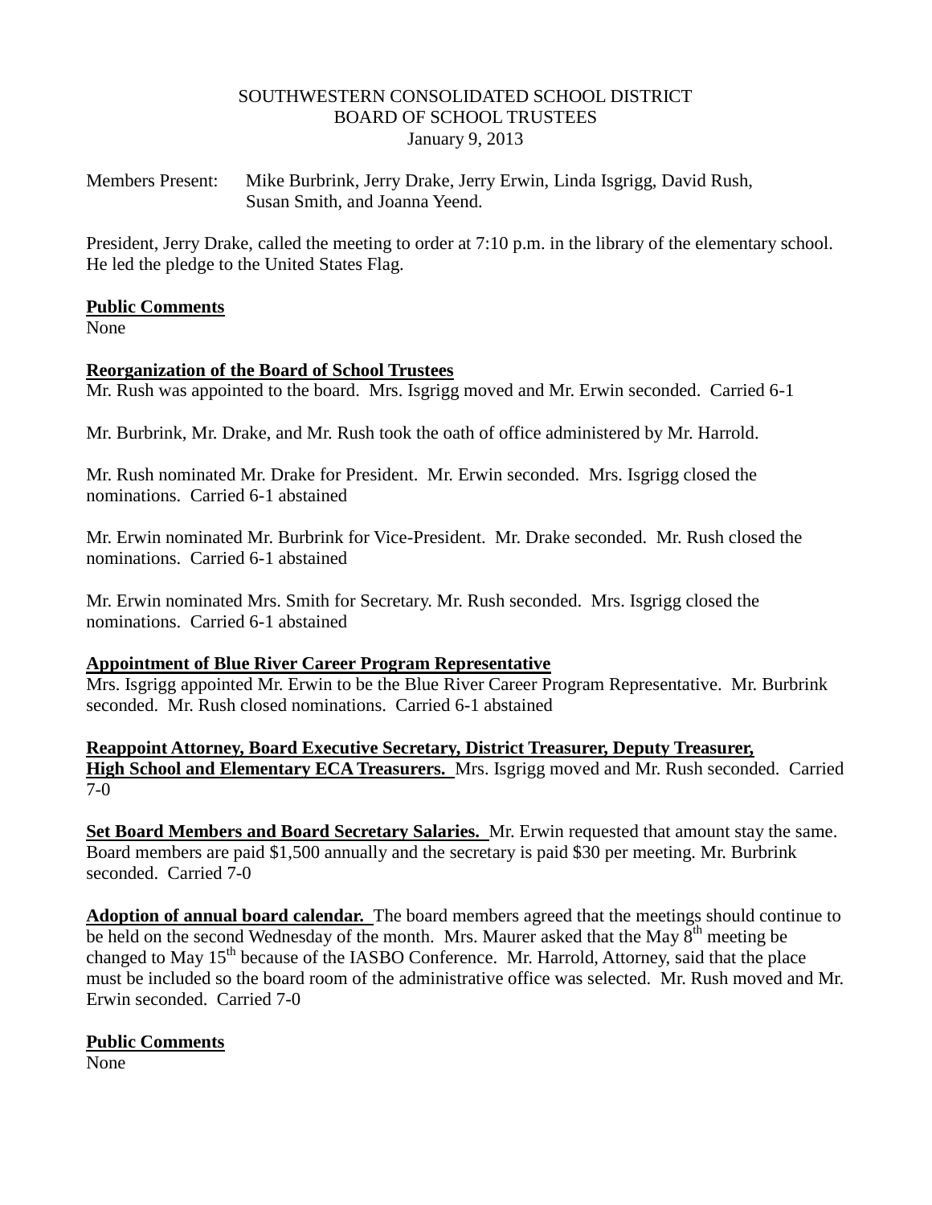SOUTHWESTERN CONSOLIDATED SCHOOL DISTRICT
BOARD OF SCHOOL TRUSTEES
January 9, 2013

Members Present: Mike Burbrink, Jerry Drake, Jerry Erwin, Linda Isgrigg, David Rush, Susan Smith, and Joanna Yeend.

President, Jerry Drake, called the meeting to order at 7:10 p.m. in the library of the elementary school. He led the pledge to the United States Flag.

**Public Comments**
None

**Reorganization of the Board of School Trustees**
Mr. Rush was appointed to the board. Mrs. Isgrigg moved and Mr. Erwin seconded. Carried 6-1

Mr. Burbrink, Mr. Drake, and Mr. Rush took the oath of office administered by Mr. Harrold.

Mr. Rush nominated Mr. Drake for President. Mr. Erwin seconded. Mrs. Isgrigg closed the nominations. Carried 6-1 abstained

Mr. Erwin nominated Mr. Burbrink for Vice-President. Mr. Drake seconded. Mr. Rush closed the nominations. Carried 6-1 abstained

Mr. Erwin nominated Mrs. Smith for Secretary. Mr. Rush seconded. Mrs. Isgrigg closed the nominations. Carried 6-1 abstained

**Appointment of Blue River Career Program Representative**
Mrs. Isgrigg appointed Mr. Erwin to be the Blue River Career Program Representative. Mr. Burbrink seconded. Mr. Rush closed nominations. Carried 6-1 abstained

**Reappoint Attorney, Board Executive Secretary, District Treasurer, Deputy Treasurer, High School and Elementary ECA Treasurers.** Mrs. Isgrigg moved and Mr. Rush seconded. Carried 7-0

**Set Board Members and Board Secretary Salaries.** Mr. Erwin requested that amount stay the same. Board members are paid $1,500 annually and the secretary is paid $30 per meeting. Mr. Burbrink seconded. Carried 7-0

**Adoption of annual board calendar.** The board members agreed that the meetings should continue to be held on the second Wednesday of the month. Mrs. Maurer asked that the May 8th meeting be changed to May 15th because of the IASBO Conference. Mr. Harrold, Attorney, said that the place must be included so the board room of the administrative office was selected. Mr. Rush moved and Mr. Erwin seconded. Carried 7-0

**Public Comments**
None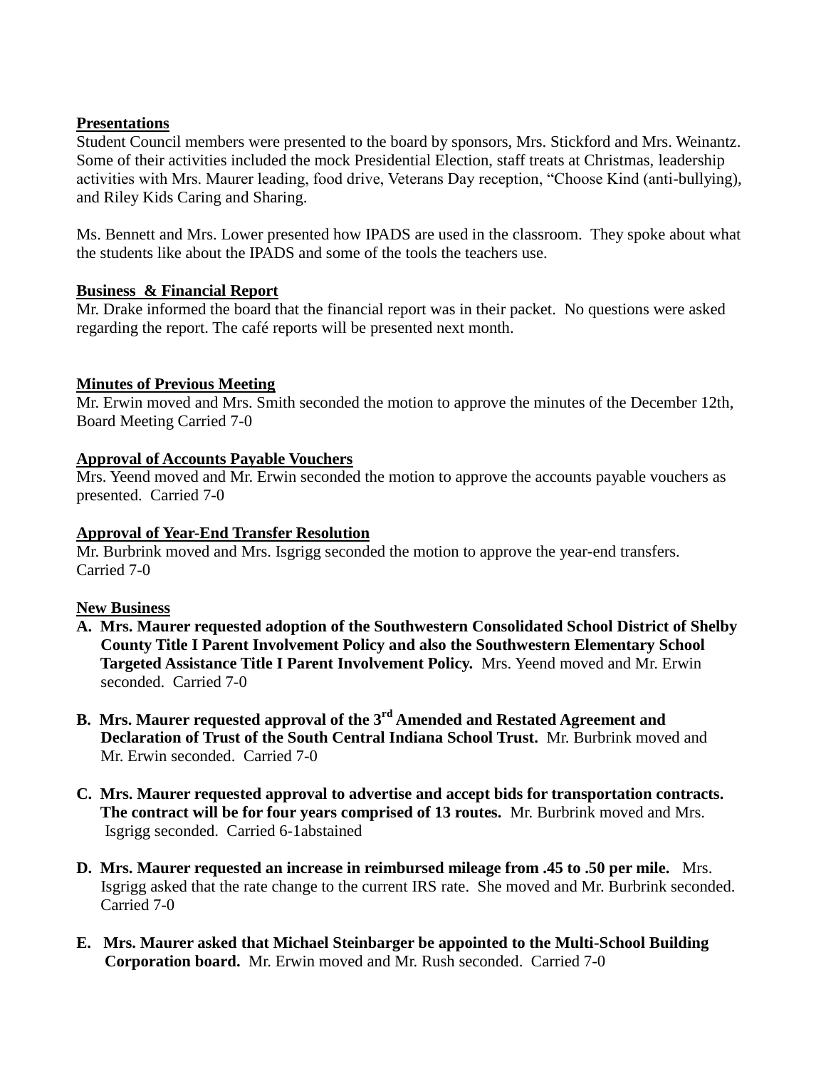**Presentations**

Student Council members were presented to the board by sponsors, Mrs. Stickford and Mrs. Weinantz. Some of their activities included the mock Presidential Election, staff treats at Christmas, leadership activities with Mrs. Maurer leading, food drive, Veterans Day reception, "Choose Kind (anti-bullying), and Riley Kids Caring and Sharing.

Ms. Bennett and Mrs. Lower presented how IPADS are used in the classroom. They spoke about what the students like about the IPADS and some of the tools the teachers use.

**Business & Financial Report**

Mr. Drake informed the board that the financial report was in their packet. No questions were asked regarding the report. The café reports will be presented next month.

**Minutes of Previous Meeting**

Mr. Erwin moved and Mrs. Smith seconded the motion to approve the minutes of the December 12th, Board Meeting Carried 7-0

**Approval of Accounts Payable Vouchers**

Mrs. Yeend moved and Mr. Erwin seconded the motion to approve the accounts payable vouchers as presented. Carried 7-0

**Approval of Year-End Transfer Resolution**

Mr. Burbrink moved and Mrs. Isgrigg seconded the motion to approve the year-end transfers. Carried 7-0

**New Business**

A. **Mrs. Maurer requested adoption of the Southwestern Consolidated School District of Shelby County Title I Parent Involvement Policy and also the Southwestern Elementary School Targeted Assistance Title I Parent Involvement Policy.** Mrs. Yeend moved and Mr. Erwin seconded. Carried 7-0

B. **Mrs. Maurer requested approval of the 3rd Amended and Restated Agreement and Declaration of Trust of the South Central Indiana School Trust.** Mr. Burbrink moved and Mr. Erwin seconded. Carried 7-0

C. **Mrs. Maurer requested approval to advertise and accept bids for transportation contracts. The contract will be for four years comprised of 13 routes.** Mr. Burbrink moved and Mrs. Isgrigg seconded. Carried 6-1abstained

D. **Mrs. Maurer requested an increase in reimbursed mileage from .45 to .50 per mile.** Mrs. Isgrigg asked that the rate change to the current IRS rate. She moved and Mr. Burbrink seconded. Carried 7-0

E. **Mrs. Maurer asked that Michael Steinbarger be appointed to the Multi-School Building Corporation board.** Mr. Erwin moved and Mr. Rush seconded. Carried 7-0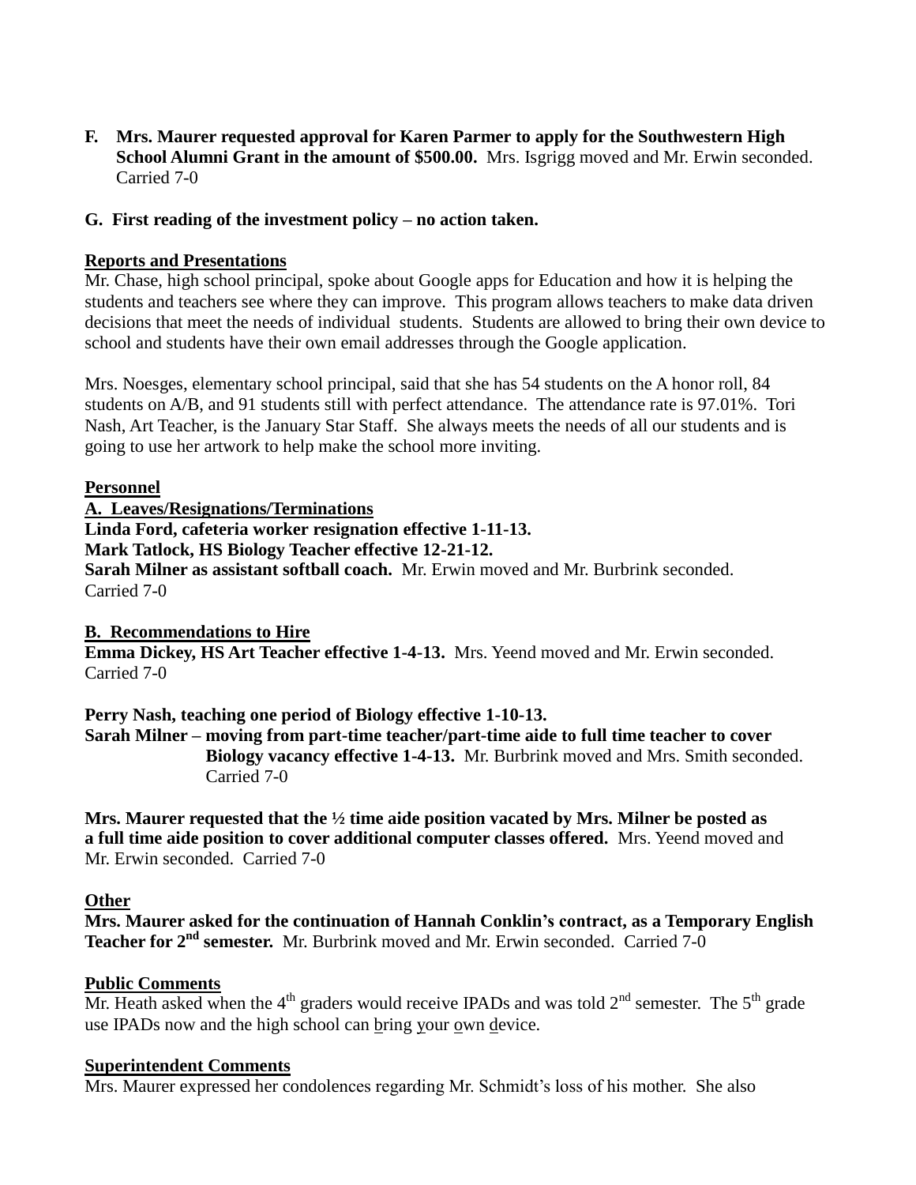**F. Mrs. Maurer requested approval for Karen Parmer to apply for the Southwestern High School Alumni Grant in the amount of $500.00.** Mrs. Isgrigg moved and Mr. Erwin seconded. Carried 7-0

**G. First reading of the investment policy – no action taken.**

**Reports and Presentations**

Mr. Chase, high school principal, spoke about Google apps for Education and how it is helping the students and teachers see where they can improve. This program allows teachers to make data driven decisions that meet the needs of individual students. Students are allowed to bring their own device to school and students have their own email addresses through the Google application.

Mrs. Noesges, elementary school principal, said that she has 54 students on the A honor roll, 84 students on A/B, and 91 students still with perfect attendance. The attendance rate is 97.01%. Tori Nash, Art Teacher, is the January Star Staff. She always meets the needs of all our students and is going to use her artwork to help make the school more inviting.

**Personnel**

**A. Leaves/Resignations/Terminations**

**Linda Ford, cafeteria worker resignation effective 1-11-13.**
**Mark Tatlock, HS Biology Teacher effective 12-21-12.**
**Sarah Milner as assistant softball coach.** Mr. Erwin moved and Mr. Burbrink seconded. Carried 7-0

**B. Recommendations to Hire**

**Emma Dickey, HS Art Teacher effective 1-4-13.** Mrs. Yeend moved and Mr. Erwin seconded. Carried 7-0

**Perry Nash, teaching one period of Biology effective 1-10-13.**
**Sarah Milner – moving from part-time teacher/part-time aide to full time teacher to cover Biology vacancy effective 1-4-13.** Mr. Burbrink moved and Mrs. Smith seconded. Carried 7-0

**Mrs. Maurer requested that the ½ time aide position vacated by Mrs. Milner be posted as a full time aide position to cover additional computer classes offered.** Mrs. Yeend moved and Mr. Erwin seconded. Carried 7-0

**Other**

**Mrs. Maurer asked for the continuation of Hannah Conklin's contract, as a Temporary English Teacher for 2nd semester.** Mr. Burbrink moved and Mr. Erwin seconded. Carried 7-0

**Public Comments**

Mr. Heath asked when the 4th graders would receive IPADs and was told 2nd semester. The 5th grade use IPADs now and the high school can bring your own device.

**Superintendent Comments**

Mrs. Maurer expressed her condolences regarding Mr. Schmidt's loss of his mother. She also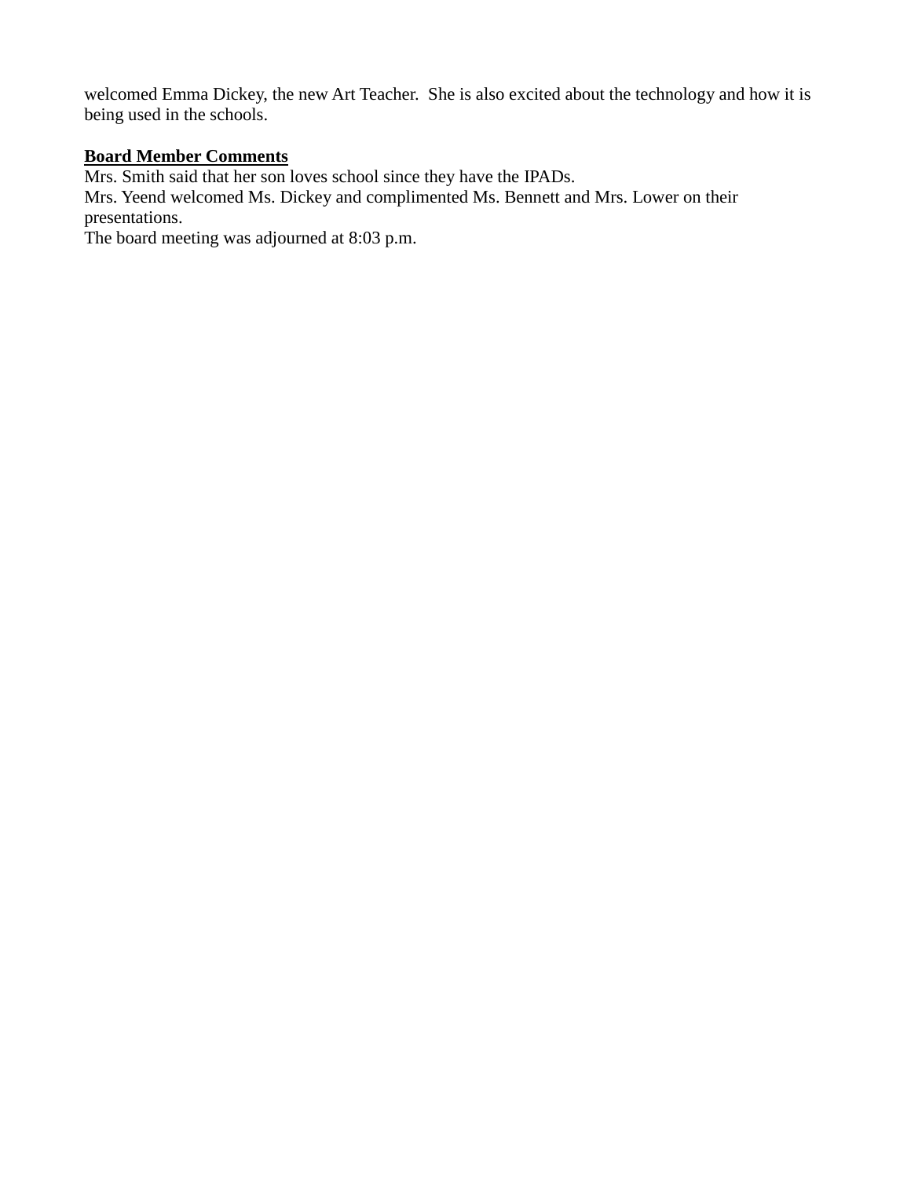welcomed Emma Dickey, the new Art Teacher. She is also excited about the technology and how it is being used in the schools.

**Board Member Comments**

Mrs. Smith said that her son loves school since they have the IPADs.
Mrs. Yeend welcomed Ms. Dickey and complimented Ms. Bennett and Mrs. Lower on their presentations.
The board meeting was adjourned at 8:03 p.m.